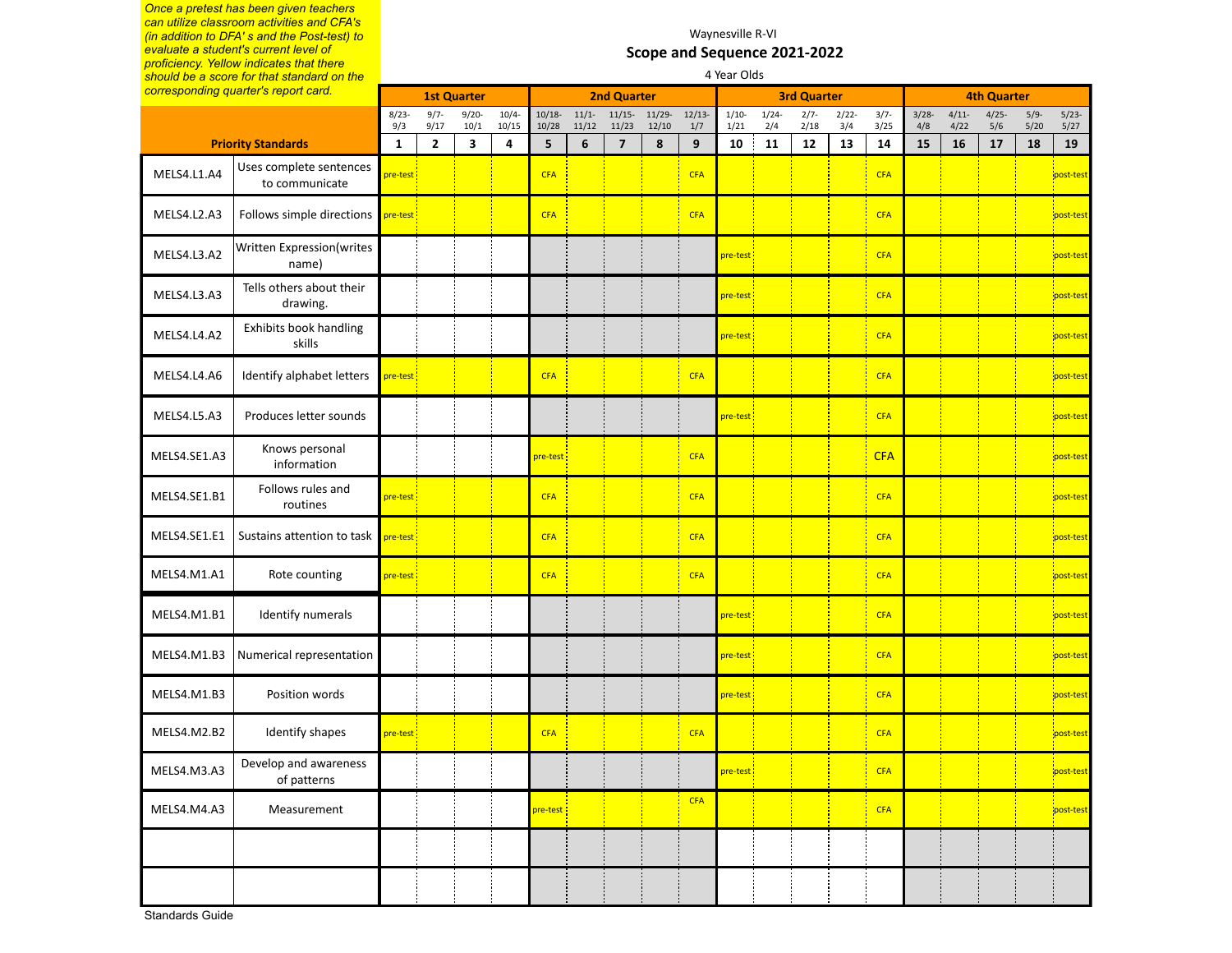*Once a pretest has been given teachers can utilize classroom activities and CFA's (in addition to DFA' s and the Post-test) to evaluate a student's current level of proficiency. Yellow indicates that there should be a score for that standard on the corresponding quarter's report card.*

Waynesville R-VI

## Scope and Sequence 2021-2022

4 Year Olds

| Priority Standards | | 1st Quarter | | | | 2nd Quarter | | | | | 3rd Quarter | | | | | 4th Quarter | | | | |
|---|---|---|---|---|---|---|---|---|---|---|---|---|---|---|---|---|---|---|---|---|
| | | 8/23-9/3 | 9/7-9/17 | 9/20-10/1 | 10/4-10/15 | 10/18-10/28 | 11/1-11/12 | 11/15-11/23 | 11/29-12/10 | 12/13-1/7 | 1/10-1/21 | 1/24-2/4 | 2/7-2/18 | 2/22-3/4 | 3/7-3/25 | 3/28-4/8 | 4/11-4/22 | 4/25-5/6 | 5/9-5/20 | 5/23-5/27 |
| | | 1 | 2 | 3 | 4 | 5 | 6 | 7 | 8 | 9 | 10 | 11 | 12 | 13 | 14 | 15 | 16 | 17 | 18 | 19 |
| MELS4.L1.A4 | Uses complete sentences to communicate | pre-test | | | | CFA | | | | CFA | | | | | CFA | | | | | post-test |
| MELS4.L2.A3 | Follows simple directions | pre-test | | | | CFA | | | | CFA | | | | | CFA | | | | | post-test |
| MELS4.L3.A2 | Written Expression(writes name) | | | | | | | | | | pre-test | | | | CFA | | | | | post-test |
| MELS4.L3.A3 | Tells others about their drawing. | | | | | | | | | | pre-test | | | | CFA | | | | | post-test |
| MELS4.L4.A2 | Exhibits book handling skills | | | | | | | | | | pre-test | | | | CFA | | | | | post-test |
| MELS4.L4.A6 | Identify alphabet letters | pre-test | | | | CFA | | | | CFA | | | | | CFA | | | | | post-test |
| MELS4.L5.A3 | Produces letter sounds | | | | | | | | | | pre-test | | | | CFA | | | | | post-test |
| MELS4.SE1.A3 | Knows personal information | | | | | pre-test | | | | CFA | | | | | CFA | | | | | post-test |
| MELS4.SE1.B1 | Follows rules and routines | pre-test | | | | CFA | | | | CFA | | | | | CFA | | | | | post-test |
| MELS4.SE1.E1 | Sustains attention to task | pre-test | | | | CFA | | | | CFA | | | | | CFA | | | | | post-test |
| MELS4.M1.A1 | Rote counting | pre-test | | | | CFA | | | | CFA | | | | | CFA | | | | | post-test |
| MELS4.M1.B1 | Identify numerals | | | | | | | | | | pre-test | | | | CFA | | | | | post-test |
| MELS4.M1.B3 | Numerical representation | | | | | | | | | | pre-test | | | | CFA | | | | | post-test |
| MELS4.M1.B3 | Position words | | | | | | | | | | pre-test | | | | CFA | | | | | post-test |
| MELS4.M2.B2 | Identify shapes | pre-test | | | | CFA | | | | CFA | | | | | CFA | | | | | post-test |
| MELS4.M3.A3 | Develop and awareness of patterns | | | | | | | | | | pre-test | | | | CFA | | | | | post-test |
| MELS4.M4.A3 | Measurement | | | | | pre-test | | | | CFA | | | | | CFA | | | | | post-test |
| | | | | | | | | | | | | | | | | | | | | |
| | | | | | | | | | | | | | | | | | | | | |

Standards Guide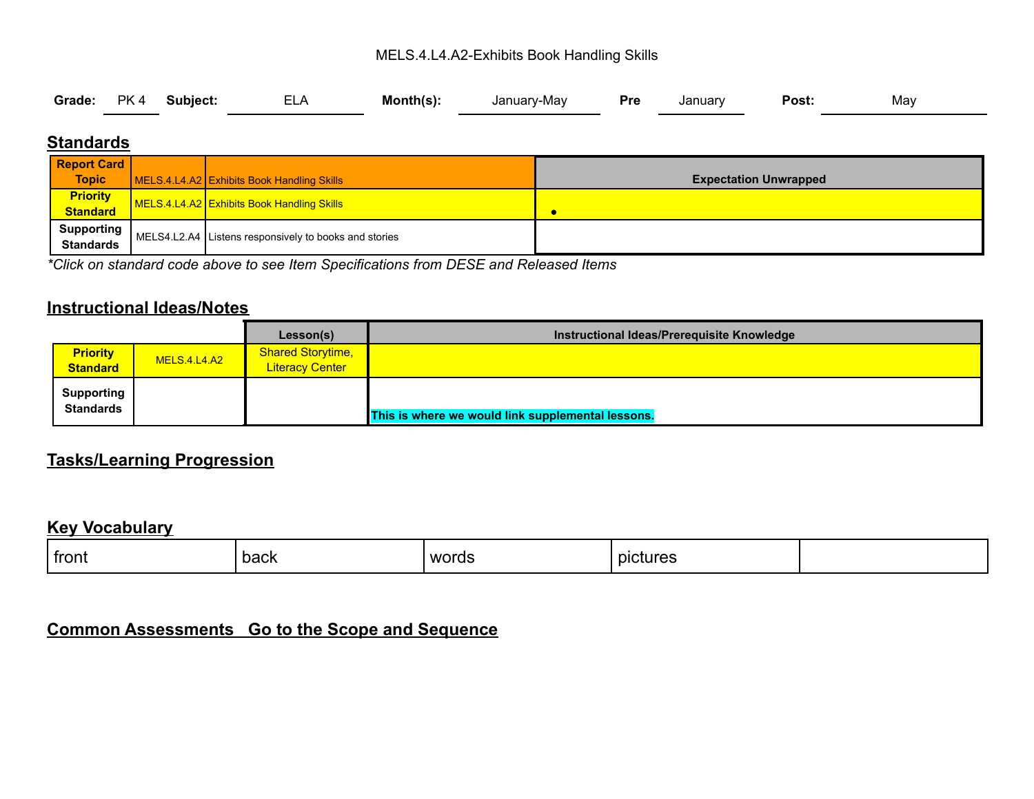MELS.4.L4.A2-Exhibits Book Handling Skills

**Grade:** PK 4 **Subject:** ELA **Month(s):** January-May **Pre** January **Post:** May

## Standards

| Report Card Topic | MELS.4.L4.A2 | Exhibits Book Handling Skills | Expectation Unwrapped |
|---|---|---|---|
| Priority Standard | MELS.4.L4.A2 | Exhibits Book Handling Skills | • |
| Supporting Standards | MELS4.L2.A4 | Listens responsively to books and stories | |

*\*Click on standard code above to see Item Specifications from DESE and Released Items*

## Instructional Ideas/Notes

| | | Lesson(s) | Instructional Ideas/Prerequisite Knowledge |
|---|---|---|---|
| Priority Standard | MELS.4.L4.A2 | Shared Storytime, Literacy Center | |
| Supporting Standards | | | **This is where we would link supplemental lessons.** |

## Tasks/Learning Progression

## Key Vocabulary

| front | back | words | pictures | |
|---|---|---|---|---|

## Common Assessments Go to the Scope and Sequence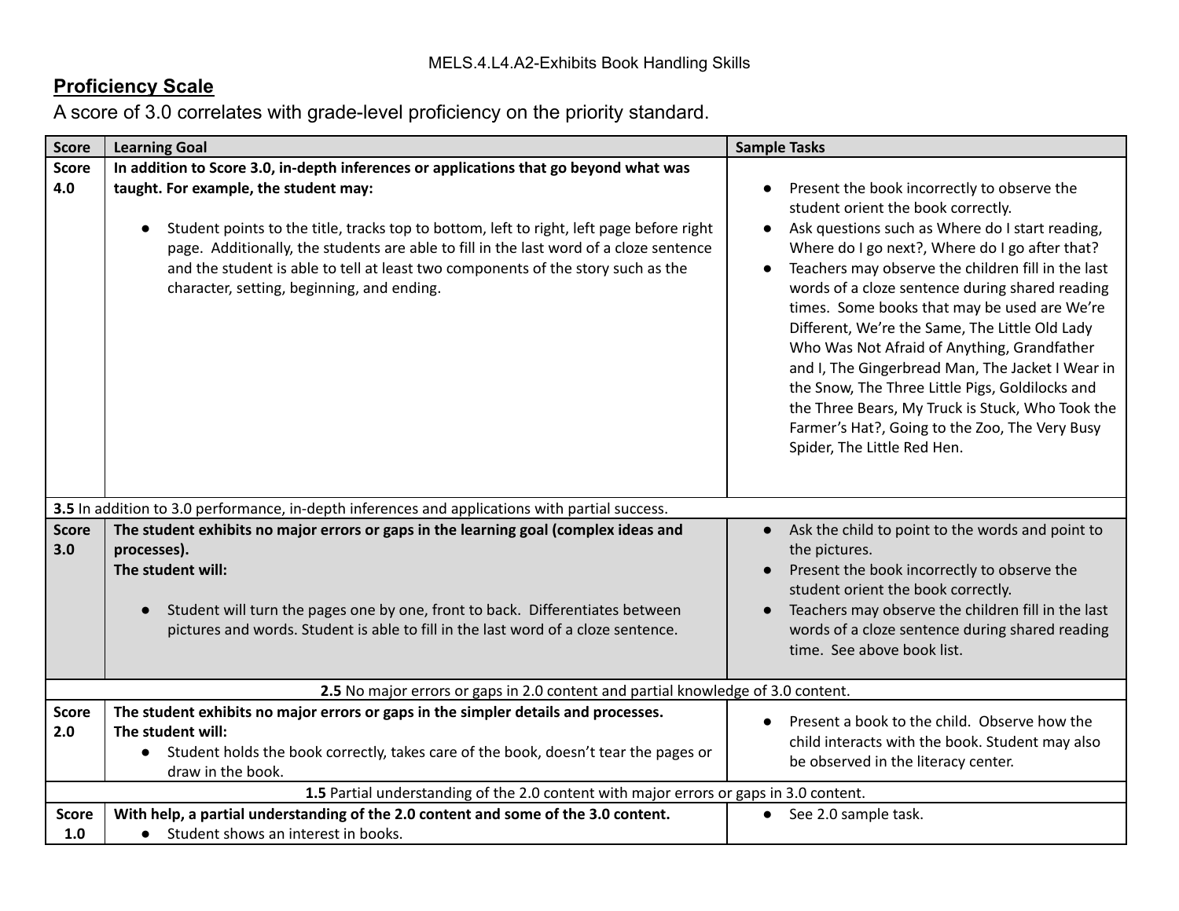MELS.4.L4.A2-Exhibits Book Handling Skills

## Proficiency Scale

A score of 3.0 correlates with grade-level proficiency on the priority standard.

| Score | Learning Goal | Sample Tasks |
|---|---|---|
| **Score 4.0** | **In addition to Score 3.0, in-depth inferences or applications that go beyond what was taught. For example, the student may:**<br><br>● Student points to the title, tracks top to bottom, left to right, left page before right page. Additionally, the students are able to fill in the last word of a cloze sentence and the student is able to tell at least two components of the story such as the character, setting, beginning, and ending. | ● Present the book incorrectly to observe the student orient the book correctly.<br>● Ask questions such as Where do I start reading, Where do I go next?, Where do I go after that?<br>● Teachers may observe the children fill in the last words of a cloze sentence during shared reading times. Some books that may be used are We're Different, We're the Same, The Little Old Lady Who Was Not Afraid of Anything, Grandfather and I, The Gingerbread Man, The Jacket I Wear in the Snow, The Three Little Pigs, Goldilocks and the Three Bears, My Truck is Stuck, Who Took the Farmer's Hat?, Going to the Zoo, The Very Busy Spider, The Little Red Hen. |
| **3.5** In addition to 3.0 performance, in-depth inferences and applications with partial success. | | |
| **Score 3.0** | **The student exhibits no major errors or gaps in the learning goal (complex ideas and processes).**<br>**The student will:**<br><br>● Student will turn the pages one by one, front to back. Differentiates between pictures and words. Student is able to fill in the last word of a cloze sentence. | ● Ask the child to point to the words and point to the pictures.<br>● Present the book incorrectly to observe the student orient the book correctly.<br>● Teachers may observe the children fill in the last words of a cloze sentence during shared reading time. See above book list. |
| **2.5** No major errors or gaps in 2.0 content and partial knowledge of 3.0 content. | | |
| **Score 2.0** | **The student exhibits no major errors or gaps in the simpler details and processes.**<br>**The student will:**<br>● Student holds the book correctly, takes care of the book, doesn't tear the pages or draw in the book. | ● Present a book to the child. Observe how the child interacts with the book. Student may also be observed in the literacy center. |
| **1.5** Partial understanding of the 2.0 content with major errors or gaps in 3.0 content. | | |
| **Score 1.0** | **With help, a partial understanding of the 2.0 content and some of the 3.0 content.**<br>● Student shows an interest in books. | ● See 2.0 sample task. |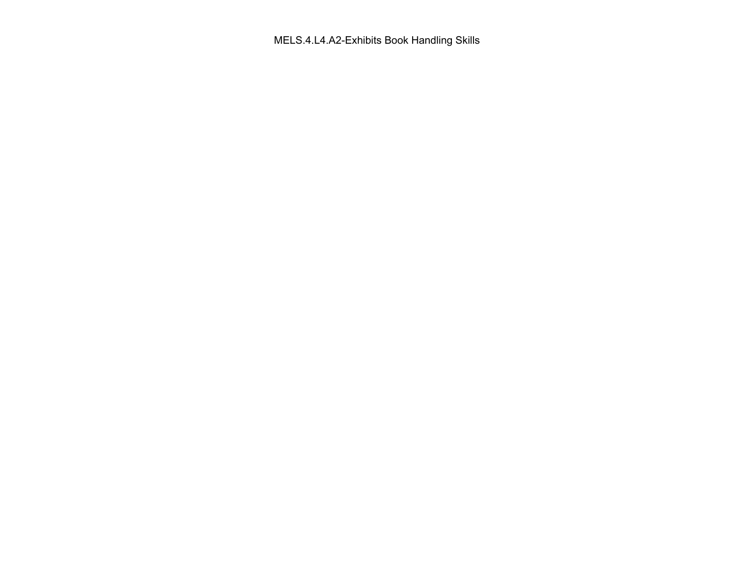MELS.4.L4.A2-Exhibits Book Handling Skills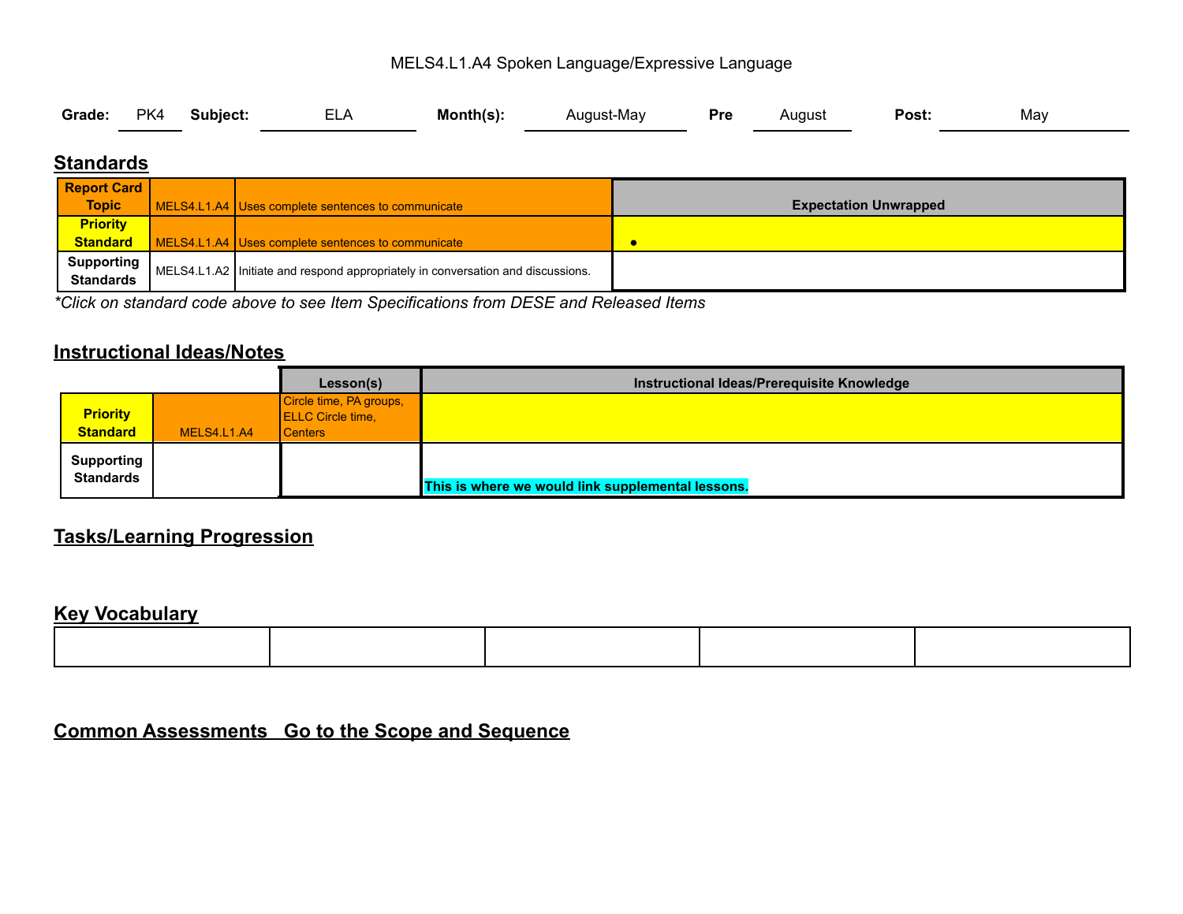MELS4.L1.A4 Spoken Language/Expressive Language

**Grade:** PK4 **Subject:** ELA **Month(s):** August-May **Pre** August **Post:** May

## Standards

| | | | Expectation Unwrapped |
|---|---|---|---|
| Report Card Topic | MELS4.L1.A4 | Uses complete sentences to communicate | |
| Priority Standard | MELS4.L1.A4 | Uses complete sentences to communicate | • |
| Supporting Standards | MELS4.L1.A2 | Initiate and respond appropriately in conversation and discussions. | |

*Click on standard code above to see Item Specifications from DESE and Released Items

## Instructional Ideas/Notes

| | | Lesson(s) | Instructional Ideas/Prerequisite Knowledge |
|---|---|---|---|
| Priority Standard | MELS4.L1.A4 | Circle time, PA groups, ELLC Circle time, Centers | |
| Supporting Standards | | | **This is where we would link supplemental lessons.** |

## Tasks/Learning Progression

## Key Vocabulary

| | | | | |
|---|---|---|---|---|
| | | | | |

## Common Assessments Go to the Scope and Sequence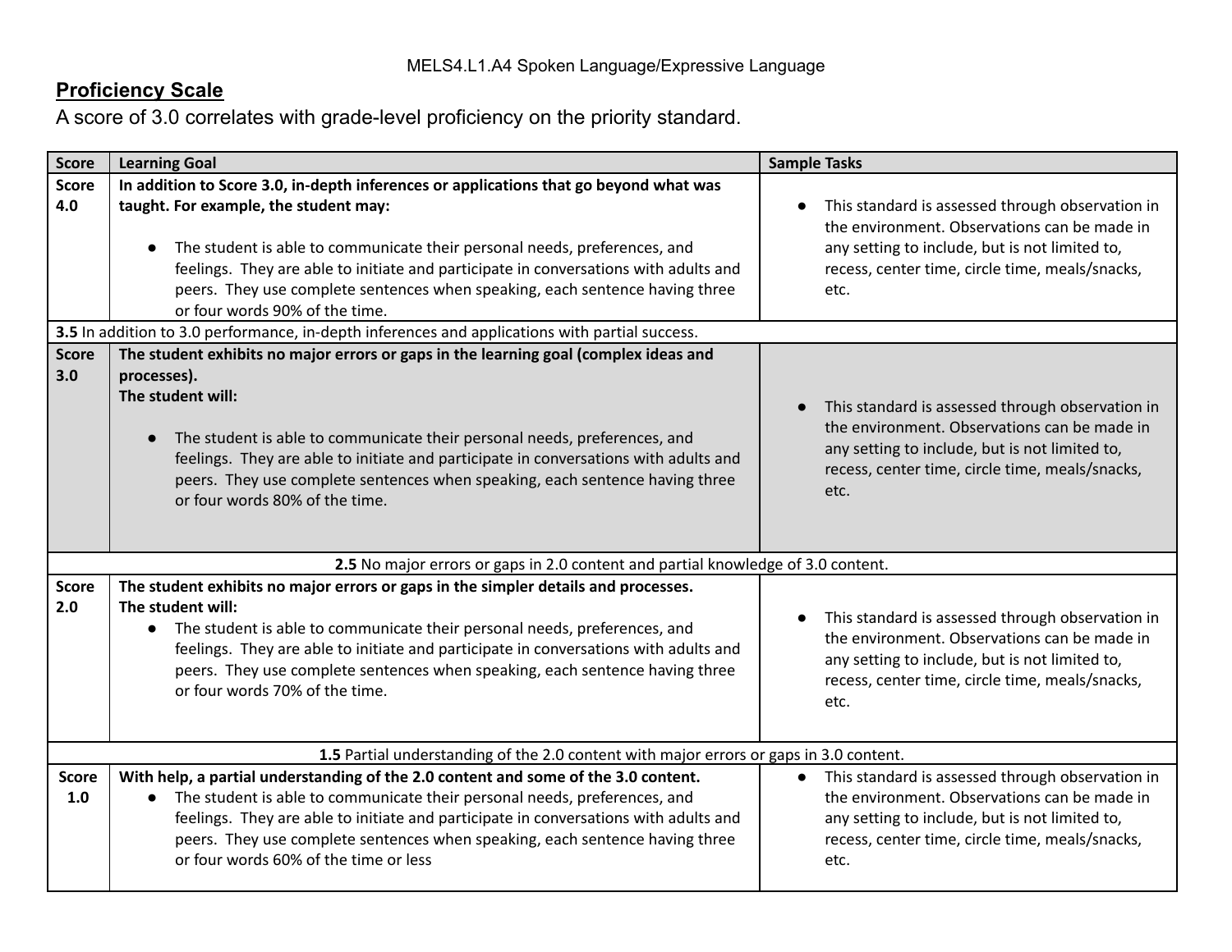MELS4.L1.A4 Spoken Language/Expressive Language

## Proficiency Scale

A score of 3.0 correlates with grade-level proficiency on the priority standard.

| Score | Learning Goal | Sample Tasks |
|---|---|---|
| **Score 4.0** | **In addition to Score 3.0, in-depth inferences or applications that go beyond what was taught. For example, the student may:**<br><br>● The student is able to communicate their personal needs, preferences, and feelings. They are able to initiate and participate in conversations with adults and peers. They use complete sentences when speaking, each sentence having three or four words 90% of the time. | ● This standard is assessed through observation in the environment. Observations can be made in any setting to include, but is not limited to, recess, center time, circle time, meals/snacks, etc. |
| **3.5** In addition to 3.0 performance, in-depth inferences and applications with partial success. | | |
| **Score 3.0** | **The student exhibits no major errors or gaps in the learning goal (complex ideas and processes).**<br>**The student will:**<br><br>● The student is able to communicate their personal needs, preferences, and feelings. They are able to initiate and participate in conversations with adults and peers. They use complete sentences when speaking, each sentence having three or four words 80% of the time. | ● This standard is assessed through observation in the environment. Observations can be made in any setting to include, but is not limited to, recess, center time, circle time, meals/snacks, etc. |
| **2.5** No major errors or gaps in 2.0 content and partial knowledge of 3.0 content. | | |
| **Score 2.0** | **The student exhibits no major errors or gaps in the simpler details and processes.**<br>**The student will:**<br>● The student is able to communicate their personal needs, preferences, and feelings. They are able to initiate and participate in conversations with adults and peers. They use complete sentences when speaking, each sentence having three or four words 70% of the time. | ● This standard is assessed through observation in the environment. Observations can be made in any setting to include, but is not limited to, recess, center time, circle time, meals/snacks, etc. |
| **1.5** Partial understanding of the 2.0 content with major errors or gaps in 3.0 content. | | |
| **Score 1.0** | **With help, a partial understanding of the 2.0 content and some of the 3.0 content.**<br>● The student is able to communicate their personal needs, preferences, and feelings. They are able to initiate and participate in conversations with adults and peers. They use complete sentences when speaking, each sentence having three or four words 60% of the time or less | ● This standard is assessed through observation in the environment. Observations can be made in any setting to include, but is not limited to, recess, center time, circle time, meals/snacks, etc. |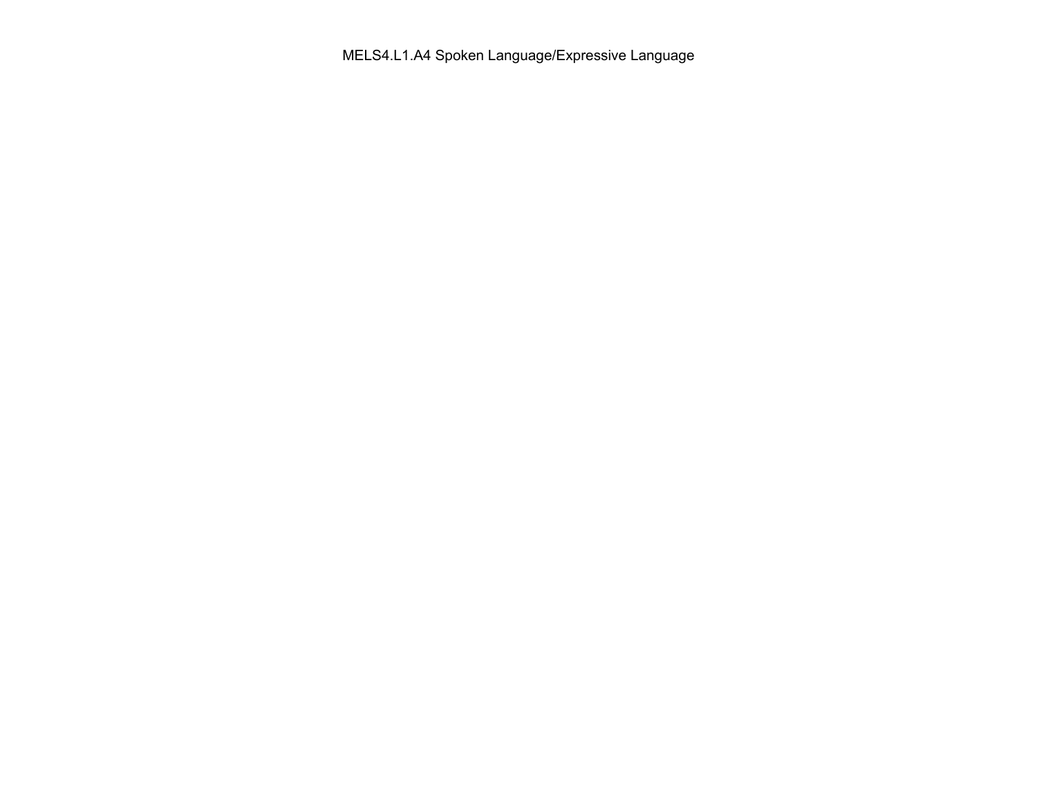MELS4.L1.A4 Spoken Language/Expressive Language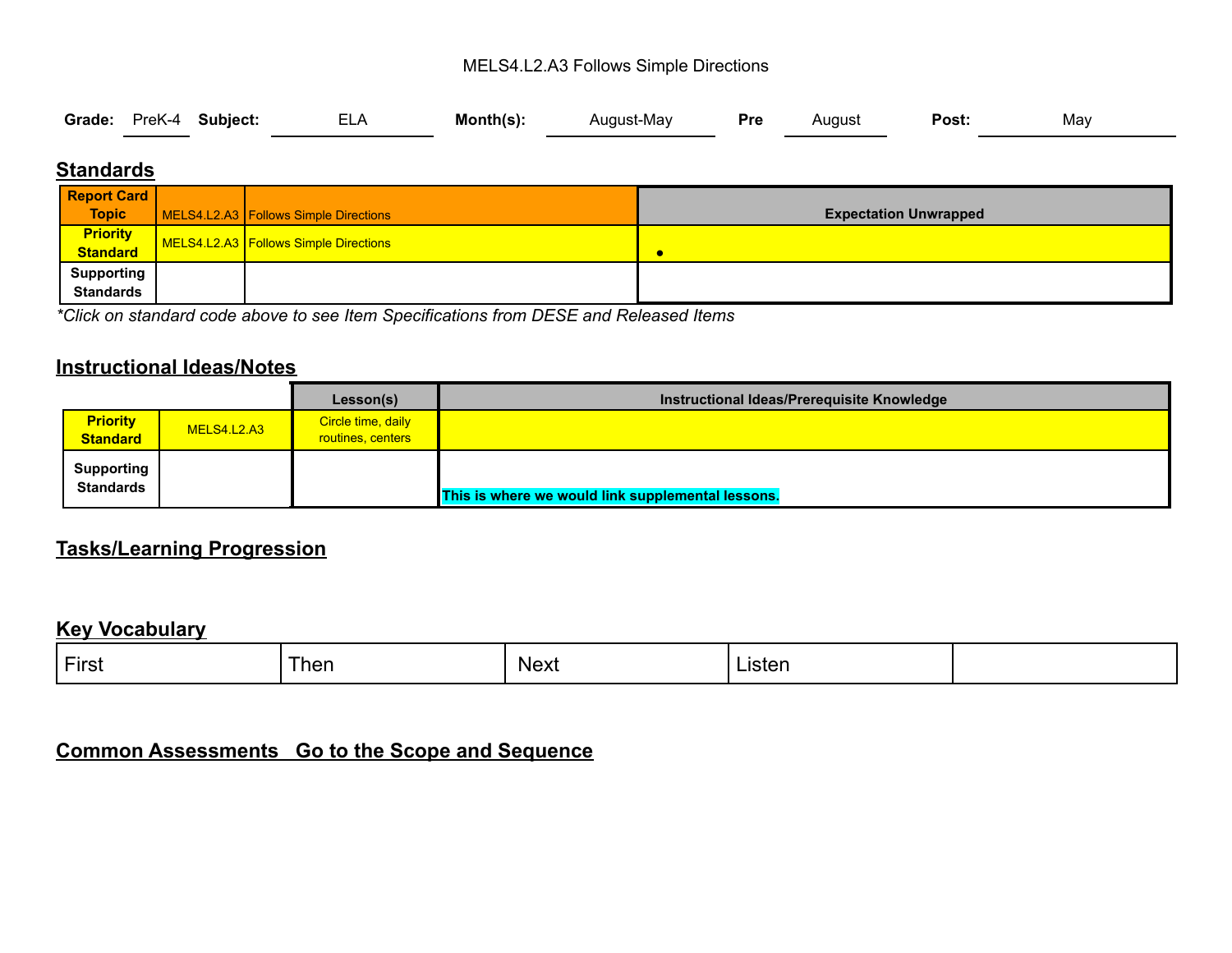MELS4.L2.A3 Follows Simple Directions

**Grade:** PreK-4 **Subject:** ELA **Month(s):** August-May **Pre** August **Post:** May

## Standards

| | | | |
|---|---|---|---|
| **Report Card Topic** | MELS4.L2.A3 | Follows Simple Directions | **Expectation Unwrapped** |
| **Priority Standard** | MELS4.L2.A3 | Follows Simple Directions | • |
| **Supporting Standards** | | | |

*\*Click on standard code above to see Item Specifications from DESE and Released Items*

## Instructional Ideas/Notes

| | | Lesson(s) | Instructional Ideas/Prerequisite Knowledge |
|---|---|---|---|
| **Priority Standard** | MELS4.L2.A3 | Circle time, daily routines, centers | |
| **Supporting Standards** | | | **This is where we would link supplemental lessons.** |

## Tasks/Learning Progression

## Key Vocabulary

| | | | | |
|---|---|---|---|---|
| First | Then | Next | Listen | |

## Common Assessments Go to the Scope and Sequence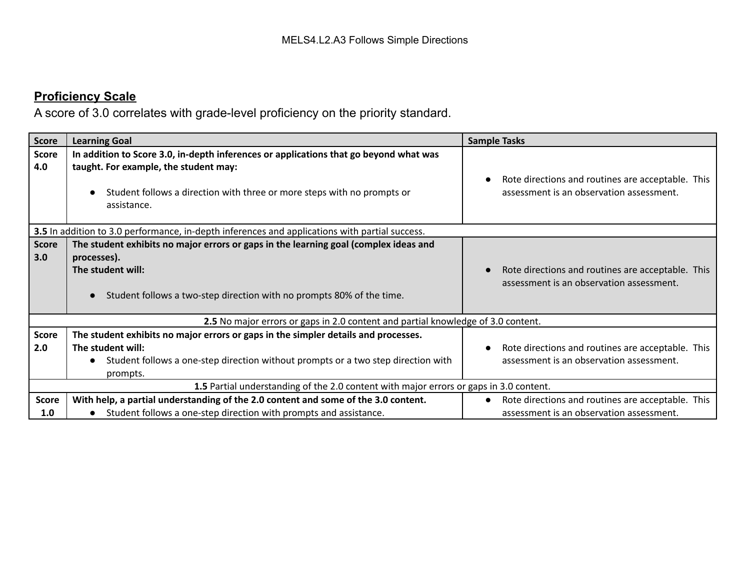MELS4.L2.A3 Follows Simple Directions

## Proficiency Scale

A score of 3.0 correlates with grade-level proficiency on the priority standard.

| Score | Learning Goal | Sample Tasks |
|---|---|---|
| **Score 4.0** | **In addition to Score 3.0, in-depth inferences or applications that go beyond what was taught. For example, the student may:**<br><br>● Student follows a direction with three or more steps with no prompts or assistance. | ● Rote directions and routines are acceptable. This assessment is an observation assessment. |
| **3.5** In addition to 3.0 performance, in-depth inferences and applications with partial success. | | |
| **Score 3.0** | **The student exhibits no major errors or gaps in the learning goal (complex ideas and processes).**<br>**The student will:**<br><br>● Student follows a two-step direction with no prompts 80% of the time. | ● Rote directions and routines are acceptable. This assessment is an observation assessment. |
| **2.5** No major errors or gaps in 2.0 content and partial knowledge of 3.0 content. | | |
| **Score 2.0** | **The student exhibits no major errors or gaps in the simpler details and processes.**<br>**The student will:**<br>● Student follows a one-step direction without prompts or a two step direction with prompts. | ● Rote directions and routines are acceptable. This assessment is an observation assessment. |
| **1.5** Partial understanding of the 2.0 content with major errors or gaps in 3.0 content. | | |
| **Score 1.0** | **With help, a partial understanding of the 2.0 content and some of the 3.0 content.**<br>● Student follows a one-step direction with prompts and assistance. | ● Rote directions and routines are acceptable. This assessment is an observation assessment. |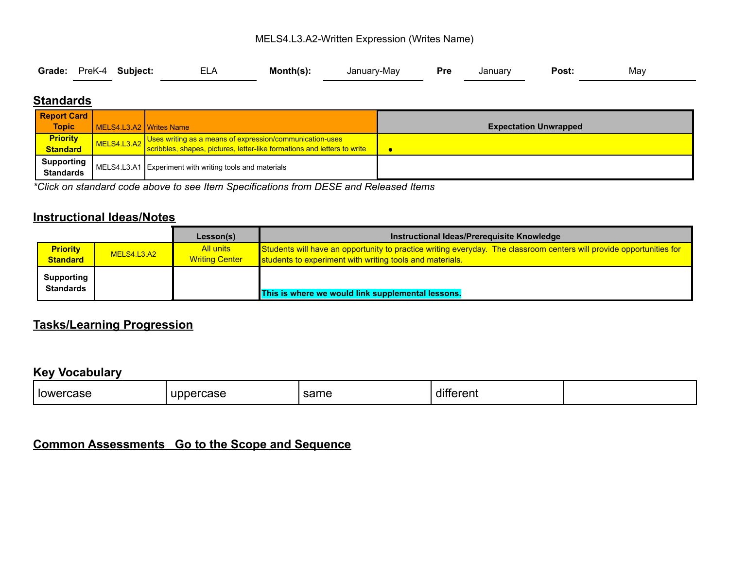MELS4.L3.A2-Written Expression (Writes Name)

**Grade:** PreK-4 **Subject:** ELA **Month(s):** January-May **Pre** January **Post:** May

## Standards

| Report Card Topic | MELS4.L3.A2 | Writes Name | Expectation Unwrapped |
|---|---|---|---|
| Priority Standard | MELS4.L3.A2 | Uses writing as a means of expression/communication-uses scribbles, shapes, pictures, letter-like formations and letters to write | • |
| Supporting Standards | MELS4.L3.A1 | Experiment with writing tools and materials | |

*\*Click on standard code above to see Item Specifications from DESE and Released Items*

## Instructional Ideas/Notes

| | | Lesson(s) | Instructional Ideas/Prerequisite Knowledge |
|---|---|---|---|
| Priority Standard | MELS4.L3.A2 | All units<br>Writing Center | Students will have an opportunity to practice writing everyday. The classroom centers will provide opportunities for students to experiment with writing tools and materials. |
| Supporting Standards | | | **This is where we would link supplemental lessons.** |

## Tasks/Learning Progression

## Key Vocabulary

| lowercase | uppercase | same | different | |
|---|---|---|---|---|

## Common Assessments Go to the Scope and Sequence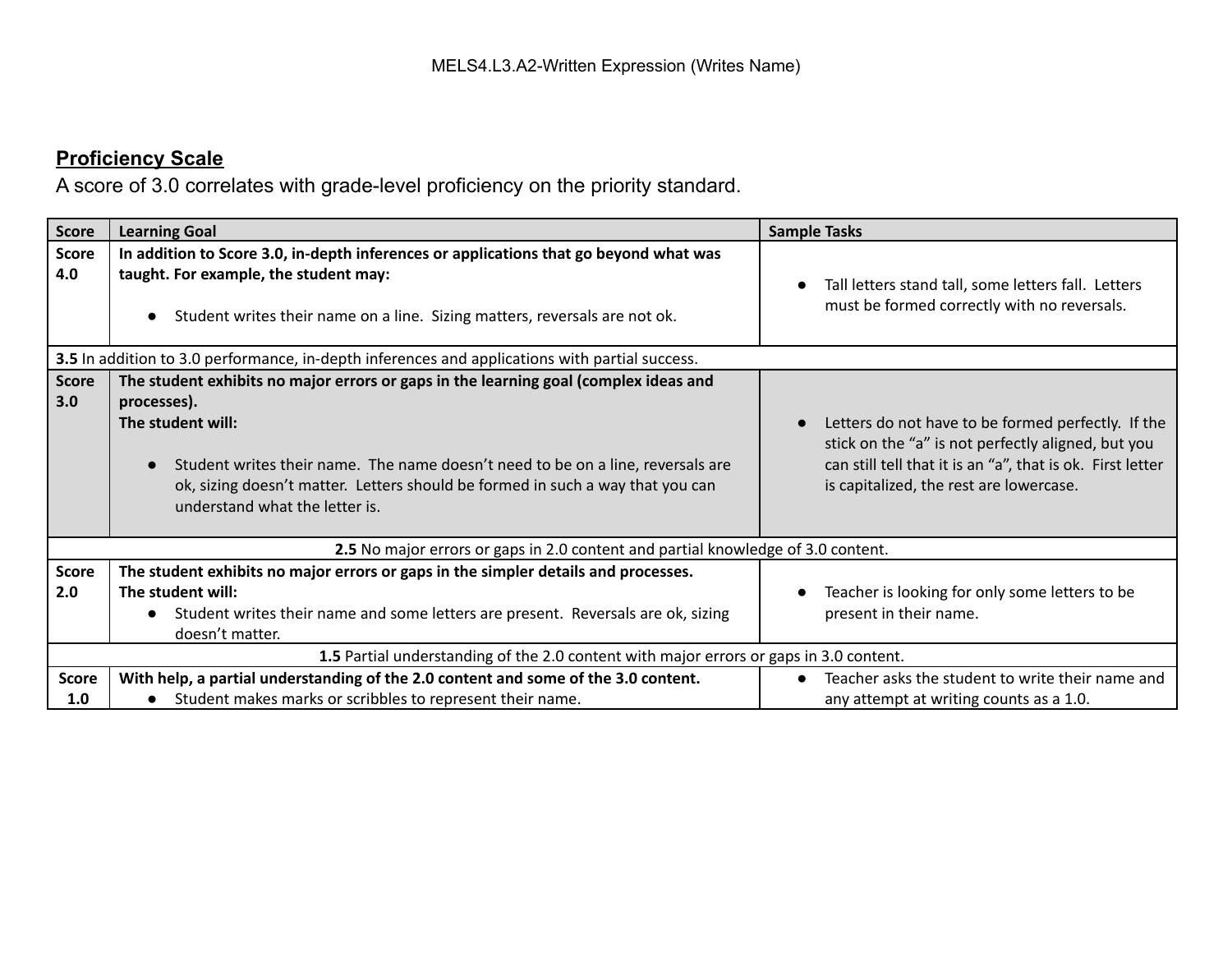MELS4.L3.A2-Written Expression (Writes Name)

## Proficiency Scale

A score of 3.0 correlates with grade-level proficiency on the priority standard.

| Score | Learning Goal | Sample Tasks |
| --- | --- | --- |
| **Score 4.0** | **In addition to Score 3.0, in-depth inferences or applications that go beyond what was taught. For example, the student may:**<br><br>● Student writes their name on a line. Sizing matters, reversals are not ok. | ● Tall letters stand tall, some letters fall. Letters must be formed correctly with no reversals. |
| **3.5** In addition to 3.0 performance, in-depth inferences and applications with partial success. | | |
| **Score 3.0** | **The student exhibits no major errors or gaps in the learning goal (complex ideas and processes).**<br>**The student will:**<br><br>● Student writes their name. The name doesn't need to be on a line, reversals are ok, sizing doesn't matter. Letters should be formed in such a way that you can understand what the letter is. | ● Letters do not have to be formed perfectly. If the stick on the "a" is not perfectly aligned, but you can still tell that it is an "a", that is ok. First letter is capitalized, the rest are lowercase. |
| **2.5** No major errors or gaps in 2.0 content and partial knowledge of 3.0 content. | | |
| **Score 2.0** | **The student exhibits no major errors or gaps in the simpler details and processes.**<br>**The student will:**<br>● Student writes their name and some letters are present. Reversals are ok, sizing doesn't matter. | ● Teacher is looking for only some letters to be present in their name. |
| **1.5** Partial understanding of the 2.0 content with major errors or gaps in 3.0 content. | | |
| **Score 1.0** | **With help, a partial understanding of the 2.0 content and some of the 3.0 content.**<br>● Student makes marks or scribbles to represent their name. | ● Teacher asks the student to write their name and any attempt at writing counts as a 1.0. |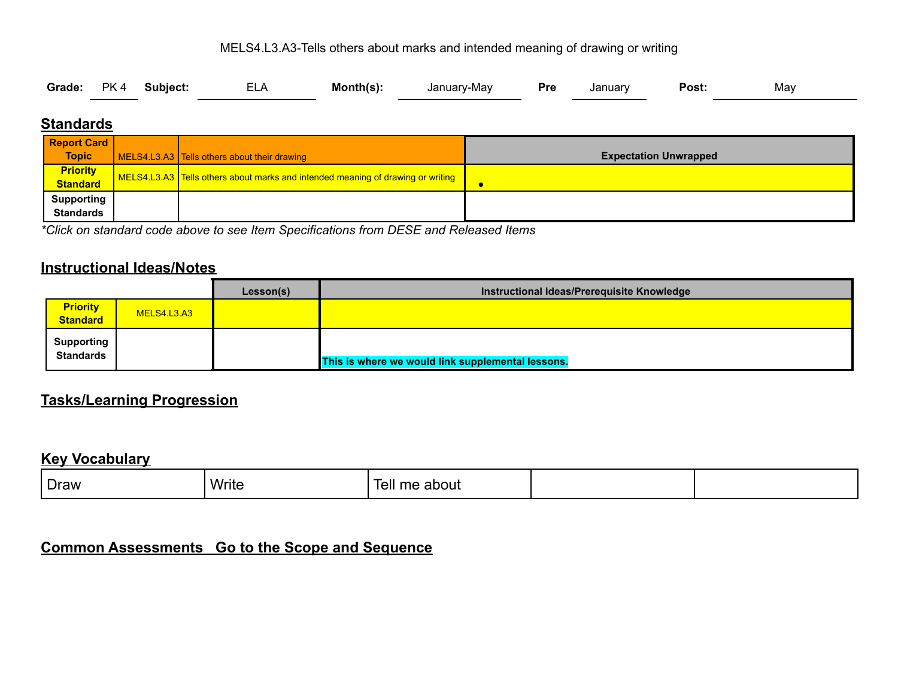MELS4.L3.A3-Tells others about marks and intended meaning of drawing or writing

**Grade:** PK 4 **Subject:** ELA **Month(s):** January-May **Pre** January **Post:** May

## Standards

| | | | Expectation Unwrapped |
|---|---|---|---|
| **Report Card Topic** | MELS4.L3.A3 | Tells others about their drawing | |
| **Priority Standard** | MELS4.L3.A3 | Tells others about marks and intended meaning of drawing or writing | • |
| **Supporting Standards** | | | |

*\*Click on standard code above to see Item Specifications from DESE and Released Items*

## Instructional Ideas/Notes

| | | Lesson(s) | Instructional Ideas/Prerequisite Knowledge |
|---|---|---|---|
| **Priority Standard** | MELS4.L3.A3 | | |
| **Supporting Standards** | | | **This is where we would link supplemental lessons.** |

## Tasks/Learning Progression

## Key Vocabulary

| Draw | Write | Tell me about | | |
|---|---|---|---|---|

## Common Assessments Go to the Scope and Sequence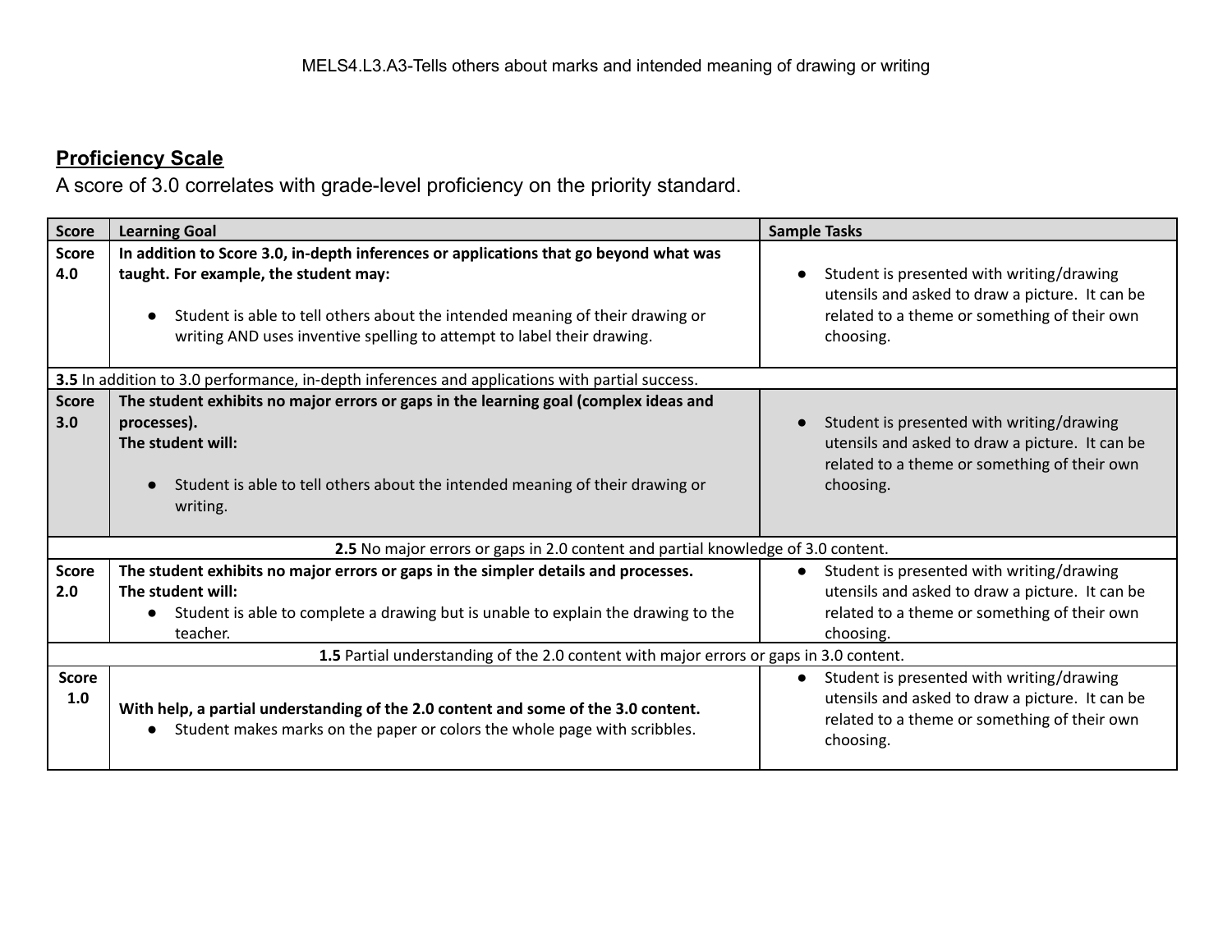MELS4.L3.A3-Tells others about marks and intended meaning of drawing or writing

## Proficiency Scale

A score of 3.0 correlates with grade-level proficiency on the priority standard.

| Score | Learning Goal | Sample Tasks |
|---|---|---|
| **Score 4.0** | **In addition to Score 3.0, in-depth inferences or applications that go beyond what was taught. For example, the student may:**<br>● Student is able to tell others about the intended meaning of their drawing or writing AND uses inventive spelling to attempt to label their drawing. | ● Student is presented with writing/drawing utensils and asked to draw a picture. It can be related to a theme or something of their own choosing. |
| **3.5** In addition to 3.0 performance, in-depth inferences and applications with partial success. | | |
| **Score 3.0** | **The student exhibits no major errors or gaps in the learning goal (complex ideas and processes).**<br>**The student will:**<br>● Student is able to tell others about the intended meaning of their drawing or writing. | ● Student is presented with writing/drawing utensils and asked to draw a picture. It can be related to a theme or something of their own choosing. |
| **2.5** No major errors or gaps in 2.0 content and partial knowledge of 3.0 content. | | |
| **Score 2.0** | **The student exhibits no major errors or gaps in the simpler details and processes.**<br>**The student will:**<br>● Student is able to complete a drawing but is unable to explain the drawing to the teacher. | ● Student is presented with writing/drawing utensils and asked to draw a picture. It can be related to a theme or something of their own choosing. |
| **1.5** Partial understanding of the 2.0 content with major errors or gaps in 3.0 content. | | |
| **Score 1.0** | **With help, a partial understanding of the 2.0 content and some of the 3.0 content.**<br>● Student makes marks on the paper or colors the whole page with scribbles. | ● Student is presented with writing/drawing utensils and asked to draw a picture. It can be related to a theme or something of their own choosing. |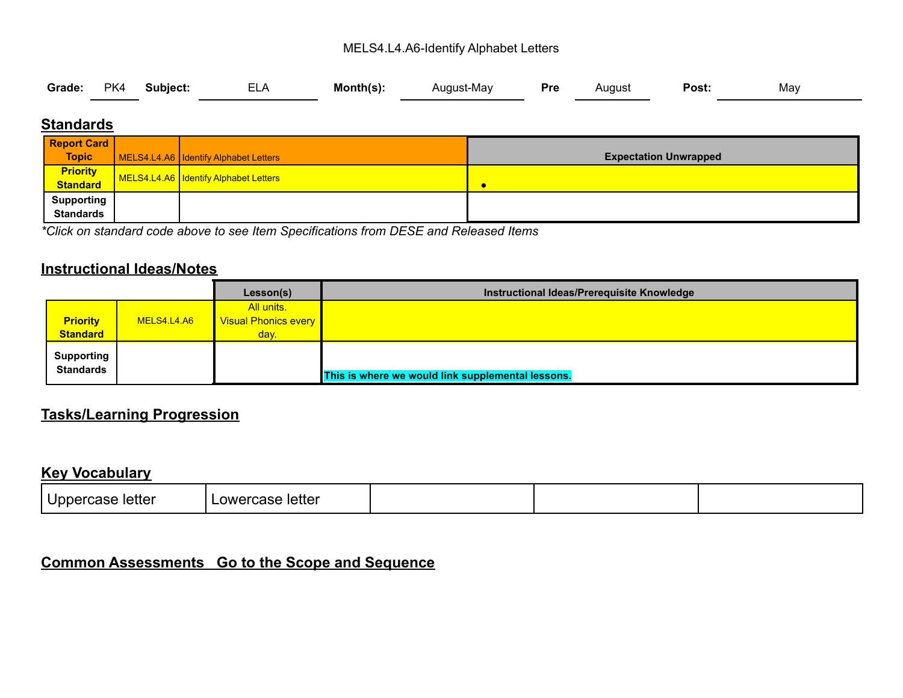MELS4.L4.A6-Identify Alphabet Letters

**Grade:** PK4 **Subject:** ELA **Month(s):** August-May **Pre** August **Post:** May

## Standards

| | | | |
|---|---|---|---|
| **Report Card Topic** | MELS4.L4.A6 | Identify Alphabet Letters | **Expectation Unwrapped** |
| **Priority Standard** | MELS4.L4.A6 | Identify Alphabet Letters | • |
| **Supporting Standards** | | | |

*\*Click on standard code above to see Item Specifications from DESE and Released Items*

## Instructional Ideas/Notes

| | | Lesson(s) | Instructional Ideas/Prerequisite Knowledge |
|---|---|---|---|
| **Priority Standard** | MELS4.L4.A6 | All units. Visual Phonics every day. | |
| **Supporting Standards** | | | **This is where we would link supplemental lessons.** |

## Tasks/Learning Progression

## Key Vocabulary

| | | | | |
|---|---|---|---|---|
| Uppercase letter | Lowercase letter | | | |

## Common Assessments Go to the Scope and Sequence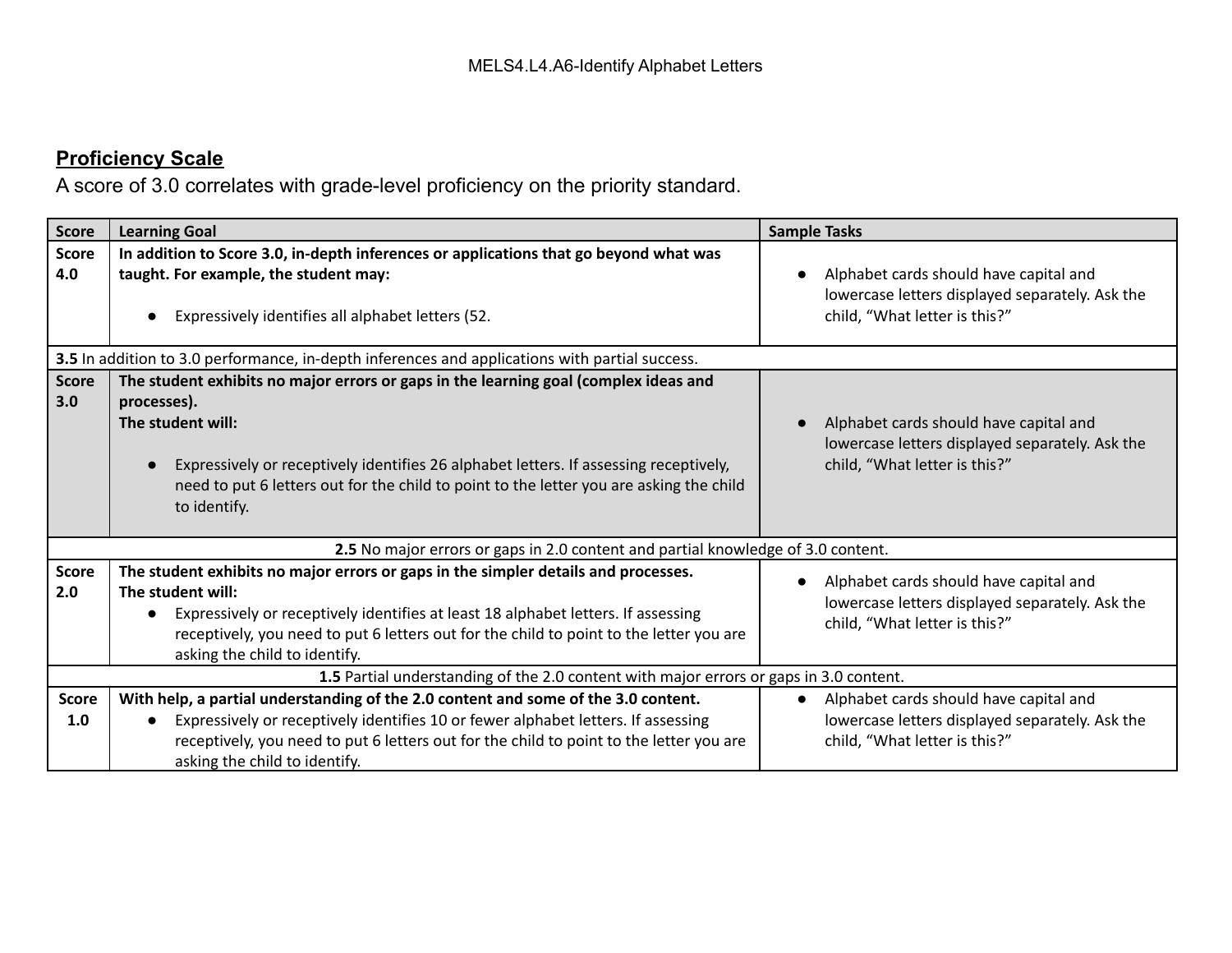MELS4.L4.A6-Identify Alphabet Letters

## Proficiency Scale

A score of 3.0 correlates with grade-level proficiency on the priority standard.

| Score | Learning Goal | Sample Tasks |
|---|---|---|
| **Score 4.0** | **In addition to Score 3.0, in-depth inferences or applications that go beyond what was taught. For example, the student may:**<br>• Expressively identifies all alphabet letters (52. | • Alphabet cards should have capital and lowercase letters displayed separately. Ask the child, "What letter is this?" |
| **3.5** In addition to 3.0 performance, in-depth inferences and applications with partial success. | | |
| **Score 3.0** | **The student exhibits no major errors or gaps in the learning goal (complex ideas and processes).**<br>**The student will:**<br>• Expressively or receptively identifies 26 alphabet letters. If assessing receptively, need to put 6 letters out for the child to point to the letter you are asking the child to identify. | • Alphabet cards should have capital and lowercase letters displayed separately. Ask the child, "What letter is this?" |
| **2.5** No major errors or gaps in 2.0 content and partial knowledge of 3.0 content. | | |
| **Score 2.0** | **The student exhibits no major errors or gaps in the simpler details and processes.**<br>**The student will:**<br>• Expressively or receptively identifies at least 18 alphabet letters. If assessing receptively, you need to put 6 letters out for the child to point to the letter you are asking the child to identify. | • Alphabet cards should have capital and lowercase letters displayed separately. Ask the child, "What letter is this?" |
| **1.5** Partial understanding of the 2.0 content with major errors or gaps in 3.0 content. | | |
| **Score 1.0** | **With help, a partial understanding of the 2.0 content and some of the 3.0 content.**<br>• Expressively or receptively identifies 10 or fewer alphabet letters. If assessing receptively, you need to put 6 letters out for the child to point to the letter you are asking the child to identify. | • Alphabet cards should have capital and lowercase letters displayed separately. Ask the child, "What letter is this?" |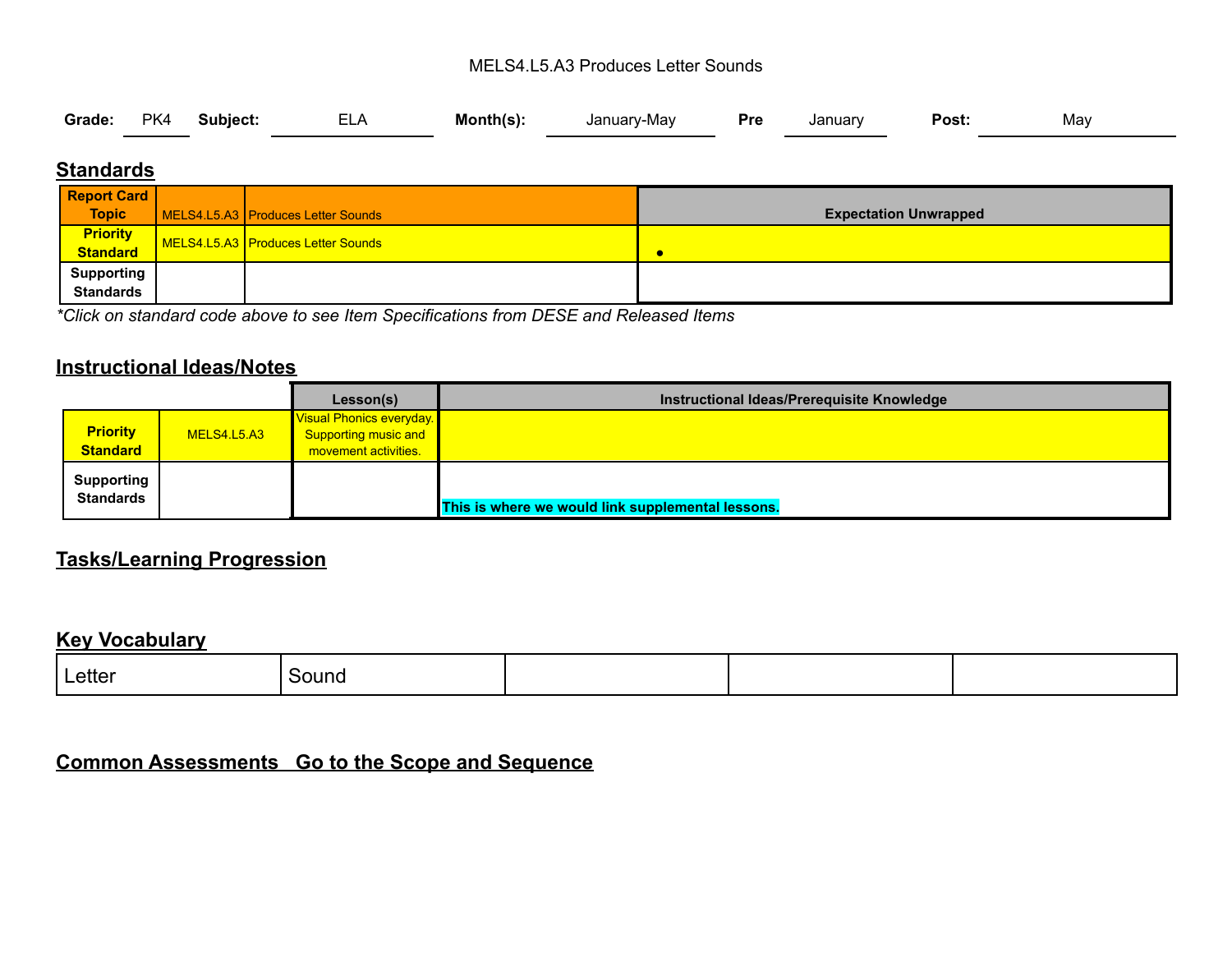MELS4.L5.A3 Produces Letter Sounds

**Grade:** PK4 **Subject:** ELA **Month(s):** January-May **Pre** January **Post:** May

## Standards

| Report Card Topic | MELS4.L5.A3 | Produces Letter Sounds | Expectation Unwrapped |
|---|---|---|---|
| Priority Standard | MELS4.L5.A3 | Produces Letter Sounds | • |
| Supporting Standards | | | |

*\*Click on standard code above to see Item Specifications from DESE and Released Items*

## Instructional Ideas/Notes

| | | Lesson(s) | Instructional Ideas/Prerequisite Knowledge |
|---|---|---|---|
| Priority Standard | MELS4.L5.A3 | Visual Phonics everyday. Supporting music and movement activities. | |
| Supporting Standards | | | **This is where we would link supplemental lessons.** |

## Tasks/Learning Progression

## Key Vocabulary

| Letter | Sound | | | |
|---|---|---|---|---|

## Common Assessments Go to the Scope and Sequence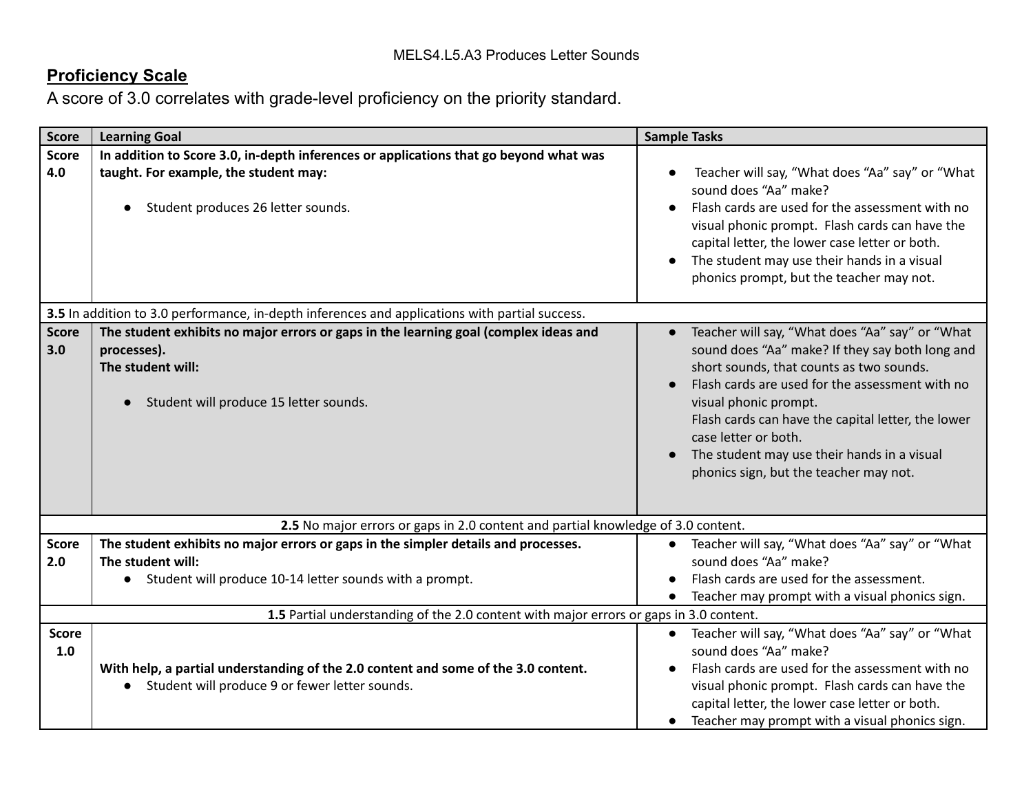MELS4.L5.A3 Produces Letter Sounds

## Proficiency Scale

A score of 3.0 correlates with grade-level proficiency on the priority standard.

| Score | Learning Goal | Sample Tasks |
| --- | --- | --- |
| **Score 4.0** | **In addition to Score 3.0, in-depth inferences or applications that go beyond what was taught. For example, the student may:**<br><br>● Student produces 26 letter sounds. | ● Teacher will say, "What does "Aa" say" or "What sound does "Aa" make?<br>● Flash cards are used for the assessment with no visual phonic prompt. Flash cards can have the capital letter, the lower case letter or both.<br>● The student may use their hands in a visual phonics prompt, but the teacher may not. |
| **3.5** In addition to 3.0 performance, in-depth inferences and applications with partial success. | | |
| **Score 3.0** | **The student exhibits no major errors or gaps in the learning goal (complex ideas and processes).**<br>**The student will:**<br><br>● Student will produce 15 letter sounds. | ● Teacher will say, "What does "Aa" say" or "What sound does "Aa" make? If they say both long and short sounds, that counts as two sounds.<br>● Flash cards are used for the assessment with no visual phonic prompt.<br>Flash cards can have the capital letter, the lower case letter or both.<br>● The student may use their hands in a visual phonics sign, but the teacher may not. |
| **2.5** No major errors or gaps in 2.0 content and partial knowledge of 3.0 content. | | |
| **Score 2.0** | **The student exhibits no major errors or gaps in the simpler details and processes.**<br>**The student will:**<br>● Student will produce 10-14 letter sounds with a prompt. | ● Teacher will say, "What does "Aa" say" or "What sound does "Aa" make?<br>● Flash cards are used for the assessment.<br>● Teacher may prompt with a visual phonics sign. |
| **1.5** Partial understanding of the 2.0 content with major errors or gaps in 3.0 content. | | |
| **Score 1.0** | **With help, a partial understanding of the 2.0 content and some of the 3.0 content.**<br>● Student will produce 9 or fewer letter sounds. | ● Teacher will say, "What does "Aa" say" or "What sound does "Aa" make?<br>● Flash cards are used for the assessment with no visual phonic prompt. Flash cards can have the capital letter, the lower case letter or both.<br>● Teacher may prompt with a visual phonics sign. |